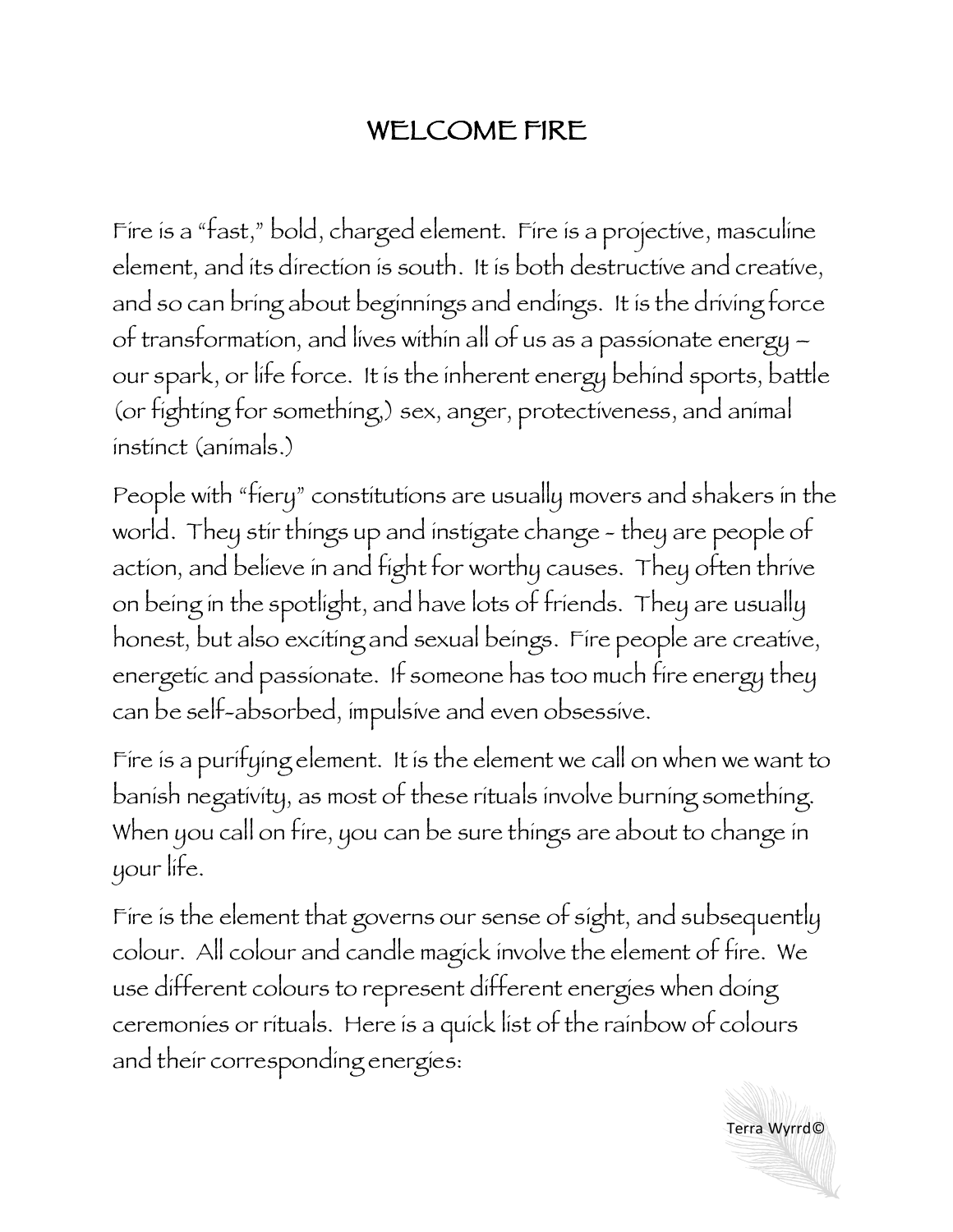# WELCOME FIRE

Fire is a "fast," bold, charged element. Fire is a projective, masculine element, and its direction is south. It is both destructive and creative, and so can bring about beginnings and endings. It is the driving force of transformation, and lives within all of us as a passionate energy – our spark, or life force. It is the inherent energy behind sports, battle (or fighting for something,) sex, anger, protectiveness, and animal instinct (animals.)

People with "fiery" constitutions are usually movers and shakers in the world. They stir things up and instigate change - they are people of action, and believe in and fight for worthy causes. They often thrive on being in the spotlight, and have lots of friends. They are usually honest, but also exciting and sexual beings. Fire people are creative, energetic and passionate. If someone has too much fire energy they can be self-absorbed, impulsive and even obsessive.

Fire is a purifying element. It is the element we call on when we want to banish negativity, as most of these rituals involve burning something. When you call on fire, you can be sure things are about to change in your life.

Fire is the element that governs our sense of sight, and subsequently colour. All colour and candle magick involve the element of fire. We use different colours to represent different energies when doing ceremonies or rituals. Here is a quick list of the rainbow of colours and their corresponding energies: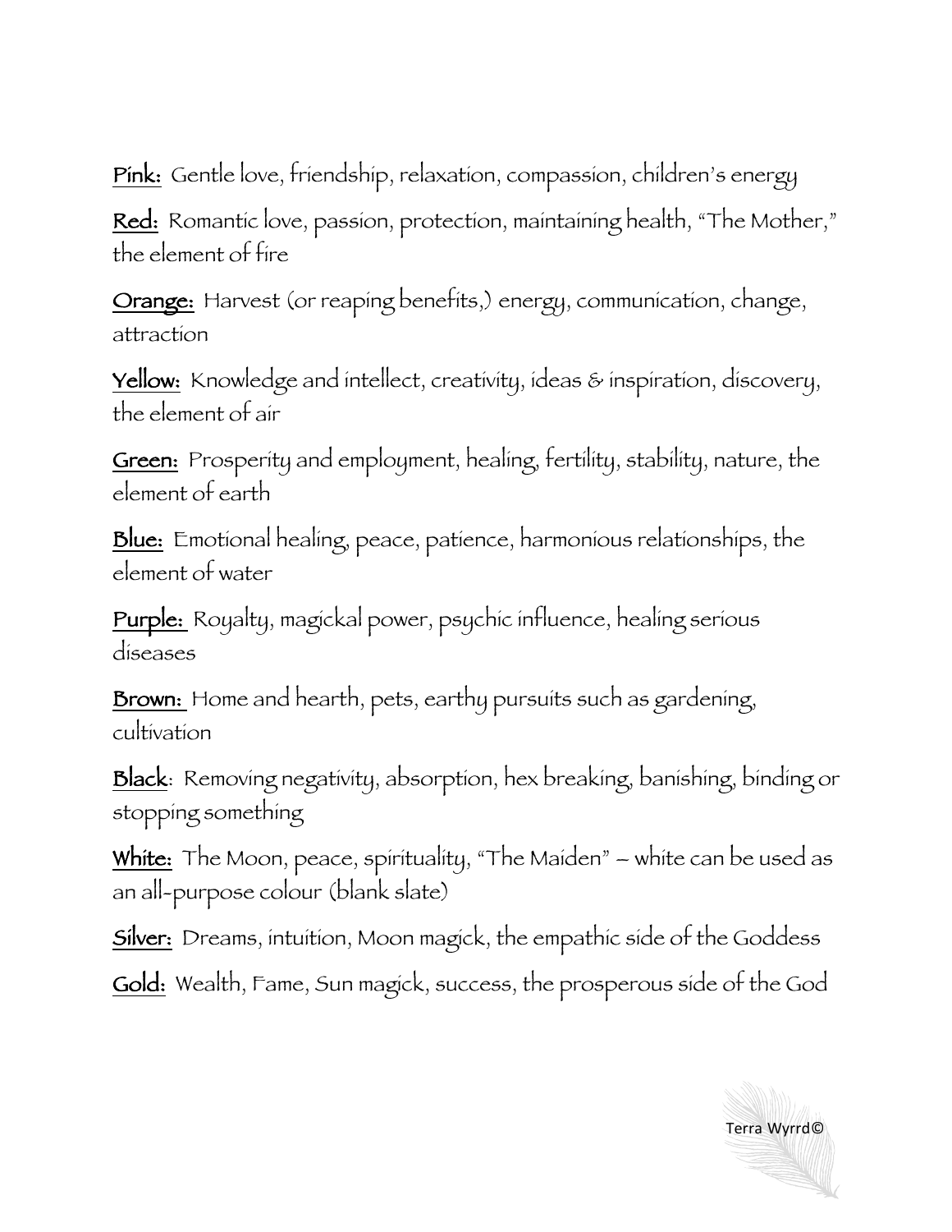<u>Pink:</u> Gentle love, friendship, relaxation, compassion, children's energy

<u>Red:</u> Romantic love, passion, protection, maintaining health, "The Mother," the element of fire

<u>Orange:</u> Harvest (or reaping benefits,) energy, communication, change, attraction

<u>Yellow:</u> Knowledge and intellect, creativity, ideas & inspiration, discovery, the element of air

<u>Green:</u> Prosperity and employment, healing, fertility, stability, nature, the element of earth

<u>Blue:</u> Emotional healing, peace, patience, harmonious relationships, the element of water

<u>Purple:</u> Royalty, magickal power, psychic influence, healing serious diseases

<u>Brown:</u> Home and hearth, pets, earthy pursuits such as gardening, cultivation

<u>Black</u>: Removing negativity, absorption, hex breaking, banishing, binding or stopping something

<u>White:</u> The Moon, peace, spirituality, "The Maiden" – white can be used as an all-purpose colour (blank slate)

<u>Silver:</u> Dreams, intuition, Moon magick, the empathic side of the Goddess

<u>Gold:</u> Wealth, Fame, Sun magick, success, the prosperous side of the God

Terra Wyrd©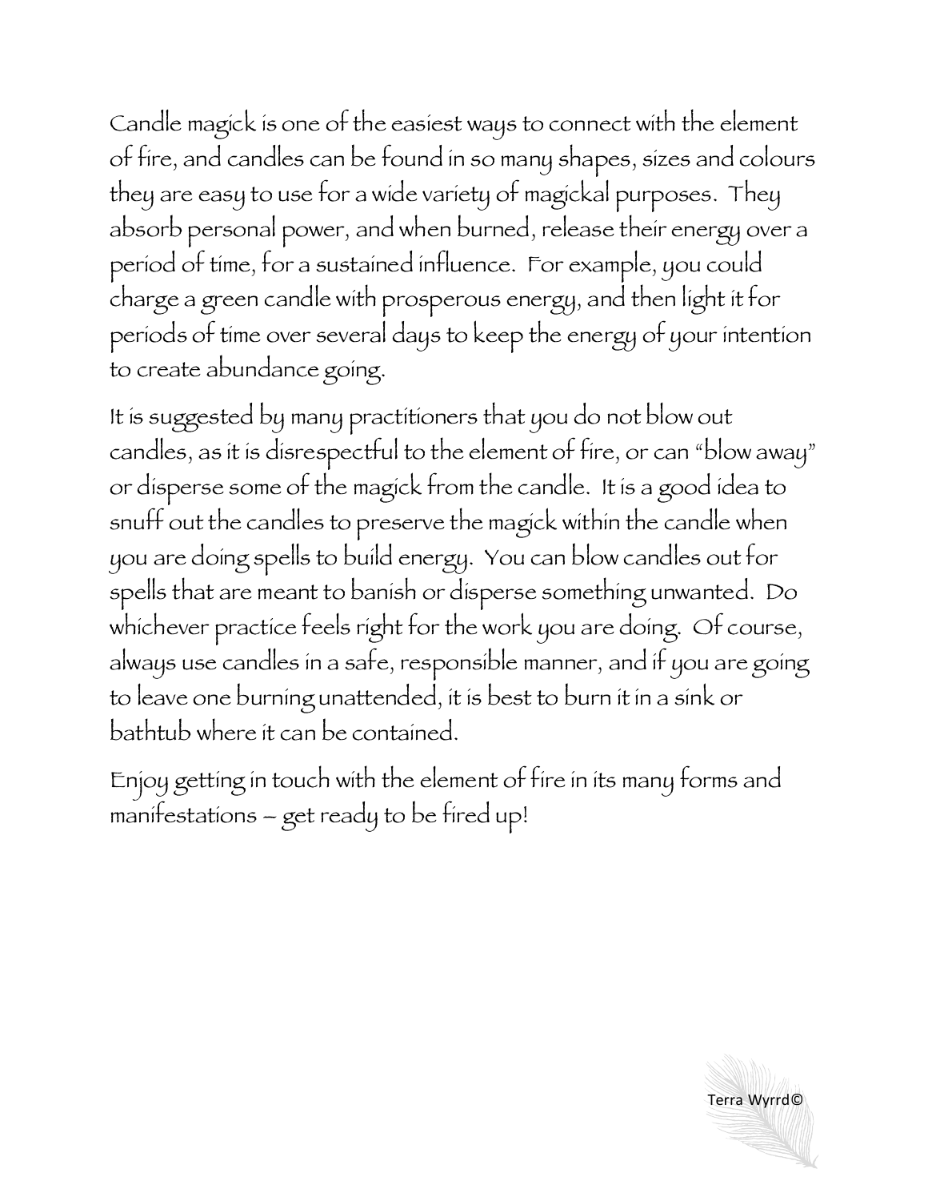Candle magick is one of the easiest ways to connect with the element of fire, and candles can be found in so many shapes, sizes and colours they are easy to use for a wide variety of magickal purposes. They absorb personal power, and when burned, release their energy over a period of time, for a sustained influence. For example, you could charge a green candle with prosperous energy, and then light it for periods of time over several days to keep the energy of your intention to create abundance going.

It is suggested by many practitioners that you do not blow out candles, as it is disrespectful to the element of fire, or can "blow away" or disperse some of the magick from the candle. It is a good idea to snuff out the candles to preserve the magick within the candle when you are doing spells to build energy. You can blow candles out for spells that are meant to banish or disperse something unwanted. Do whichever practice feels right for the work you are doing. Of course, always use candles in a safe, responsible manner, and if you are going to leave one burning unattended, it is best to burn it in a sink or bathtub where it can be contained.

Enjoy getting in touch with the element of fire in its many forms and manifestations – get ready to be fired up!

Terra Wyrrd©